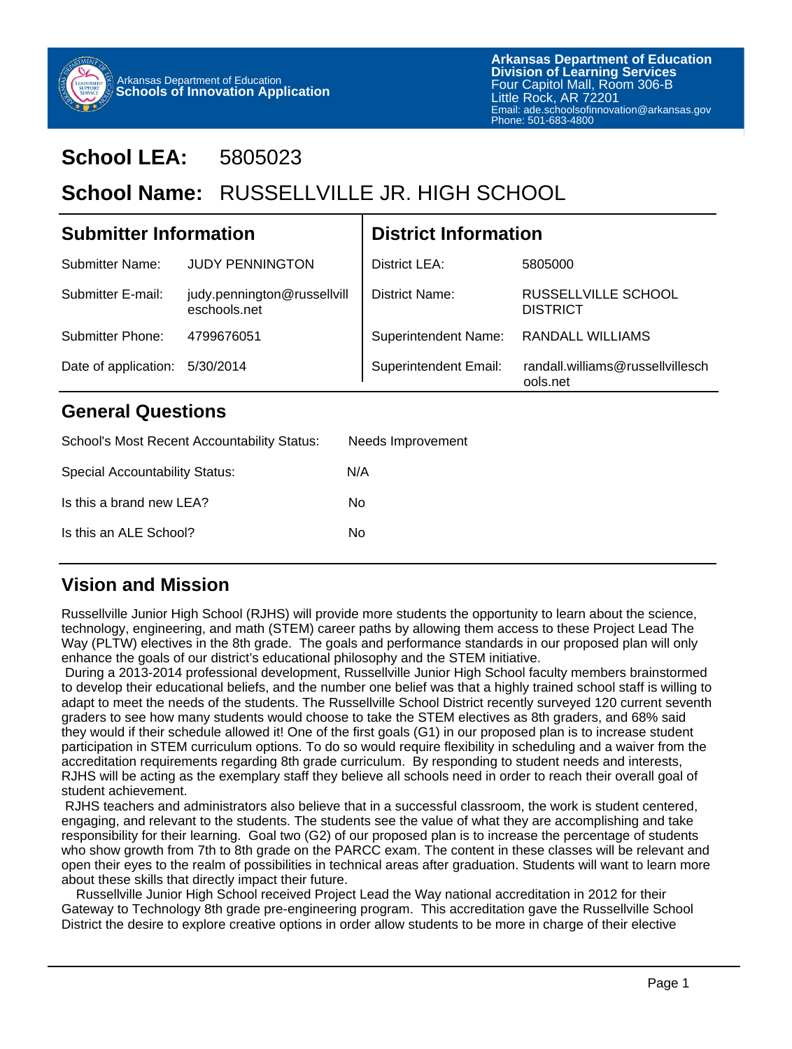Arkansas Department of Education
**Schools of Innovation Application**

**Arkansas Department of Education**
**Division of Learning Services**
Four Capitol Mall, Room 306-B
Little Rock, AR 72201
Email: ade.schoolsofinnovation@arkansas.gov
Phone: 501-683-4800

# School LEA: 5805023

# School Name: RUSSELLVILLE JR. HIGH SCHOOL

## Submitter Information

| | |
|---|---|
| Submitter Name: | JUDY PENNINGTON |
| Submitter E-mail: | judy.pennington@russellvilleschools.net |
| Submitter Phone: | 4799676051 |
| Date of application: | 5/30/2014 |

## District Information

| | |
|---|---|
| District LEA: | 5805000 |
| District Name: | RUSSELLVILLE SCHOOL DISTRICT |
| Superintendent Name: | RANDALL WILLIAMS |
| Superintendent Email: | randall.williams@russellvilleschools.net |

## General Questions

| | |
|---|---|
| School's Most Recent Accountability Status: | Needs Improvement |
| Special Accountability Status: | N/A |
| Is this a brand new LEA? | No |
| Is this an ALE School? | No |

## Vision and Mission

Russellville Junior High School (RJHS) will provide more students the opportunity to learn about the science, technology, engineering, and math (STEM) career paths by allowing them access to these Project Lead The Way (PLTW) electives in the 8th grade. The goals and performance standards in our proposed plan will only enhance the goals of our district's educational philosophy and the STEM initiative.

During a 2013-2014 professional development, Russellville Junior High School faculty members brainstormed to develop their educational beliefs, and the number one belief was that a highly trained school staff is willing to adapt to meet the needs of the students. The Russellville School District recently surveyed 120 current seventh graders to see how many students would choose to take the STEM electives as 8th graders, and 68% said they would if their schedule allowed it! One of the first goals (G1) in our proposed plan is to increase student participation in STEM curriculum options. To do so would require flexibility in scheduling and a waiver from the accreditation requirements regarding 8th grade curriculum. By responding to student needs and interests, RJHS will be acting as the exemplary staff they believe all schools need in order to reach their overall goal of student achievement.

RJHS teachers and administrators also believe that in a successful classroom, the work is student centered, engaging, and relevant to the students. The students see the value of what they are accomplishing and take responsibility for their learning. Goal two (G2) of our proposed plan is to increase the percentage of students who show growth from 7th to 8th grade on the PARCC exam. The content in these classes will be relevant and open their eyes to the realm of possibilities in technical areas after graduation. Students will want to learn more about these skills that directly impact their future.

Russellville Junior High School received Project Lead the Way national accreditation in 2012 for their Gateway to Technology 8th grade pre-engineering program. This accreditation gave the Russellville School District the desire to explore creative options in order allow students to be more in charge of their elective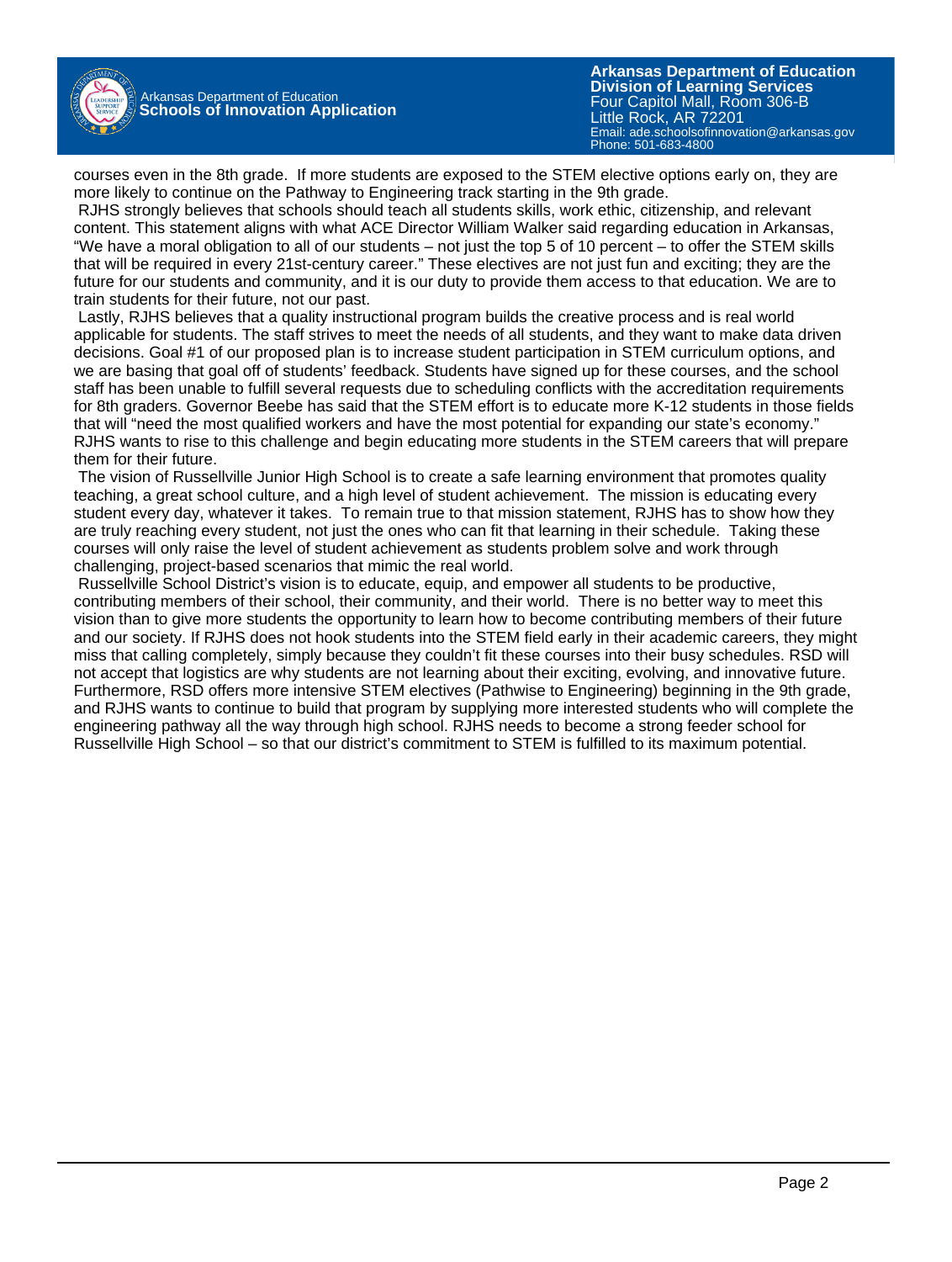courses even in the 8th grade. If more students are exposed to the STEM elective options early on, they are more likely to continue on the Pathway to Engineering track starting in the 9th grade.

RJHS strongly believes that schools should teach all students skills, work ethic, citizenship, and relevant content. This statement aligns with what ACE Director William Walker said regarding education in Arkansas, "We have a moral obligation to all of our students – not just the top 5 of 10 percent – to offer the STEM skills that will be required in every 21st-century career." These electives are not just fun and exciting; they are the future for our students and community, and it is our duty to provide them access to that education. We are to train students for their future, not our past.

Lastly, RJHS believes that a quality instructional program builds the creative process and is real world applicable for students. The staff strives to meet the needs of all students, and they want to make data driven decisions. Goal #1 of our proposed plan is to increase student participation in STEM curriculum options, and we are basing that goal off of students' feedback. Students have signed up for these courses, and the school staff has been unable to fulfill several requests due to scheduling conflicts with the accreditation requirements for 8th graders. Governor Beebe has said that the STEM effort is to educate more K-12 students in those fields that will "need the most qualified workers and have the most potential for expanding our state's economy." RJHS wants to rise to this challenge and begin educating more students in the STEM careers that will prepare them for their future.

The vision of Russellville Junior High School is to create a safe learning environment that promotes quality teaching, a great school culture, and a high level of student achievement. The mission is educating every student every day, whatever it takes. To remain true to that mission statement, RJHS has to show how they are truly reaching every student, not just the ones who can fit that learning in their schedule. Taking these courses will only raise the level of student achievement as students problem solve and work through challenging, project-based scenarios that mimic the real world.

Russellville School District's vision is to educate, equip, and empower all students to be productive, contributing members of their school, their community, and their world. There is no better way to meet this vision than to give more students the opportunity to learn how to become contributing members of their future and our society. If RJHS does not hook students into the STEM field early in their academic careers, they might miss that calling completely, simply because they couldn't fit these courses into their busy schedules. RSD will not accept that logistics are why students are not learning about their exciting, evolving, and innovative future. Furthermore, RSD offers more intensive STEM electives (Pathwise to Engineering) beginning in the 9th grade, and RJHS wants to continue to build that program by supplying more interested students who will complete the engineering pathway all the way through high school. RJHS needs to become a strong feeder school for Russellville High School – so that our district's commitment to STEM is fulfilled to its maximum potential.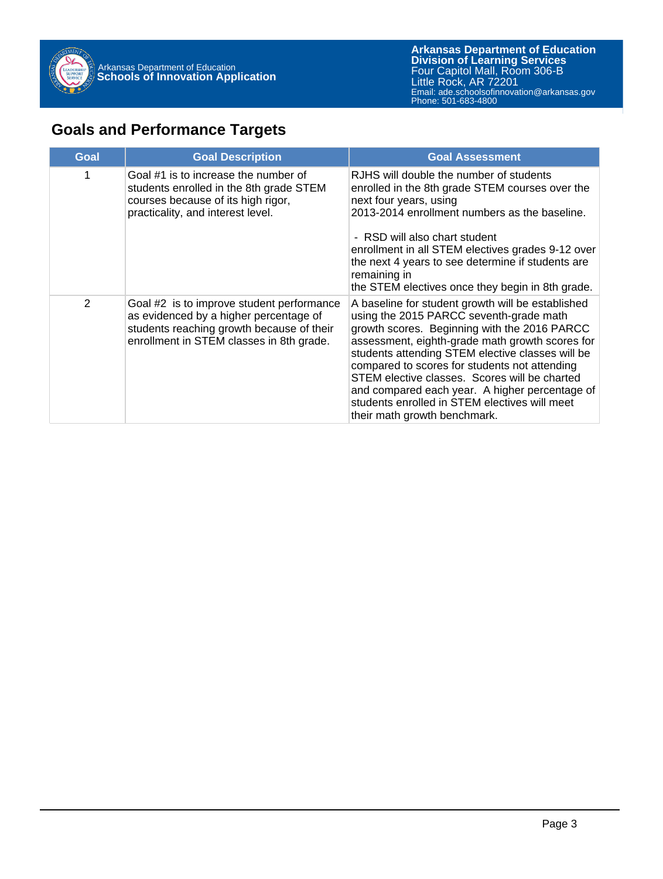## Goals and Performance Targets

| Goal | Goal Description | Goal Assessment |
|---|---|---|
| 1 | Goal #1 is to increase the number of students enrolled in the 8th grade STEM courses because of its high rigor, practicality, and interest level. | RJHS will double the number of students enrolled in the 8th grade STEM courses over the next four years, using 2013-2014 enrollment numbers as the baseline.<br><br>- RSD will also chart student enrollment in all STEM electives grades 9-12 over the next 4 years to see determine if students are remaining in the STEM electives once they begin in 8th grade. |
| 2 | Goal #2 is to improve student performance as evidenced by a higher percentage of students reaching growth because of their enrollment in STEM classes in 8th grade. | A baseline for student growth will be established using the 2015 PARCC seventh-grade math growth scores. Beginning with the 2016 PARCC assessment, eighth-grade math growth scores for students attending STEM elective classes will be compared to scores for students not attending STEM elective classes. Scores will be charted and compared each year. A higher percentage of students enrolled in STEM electives will meet their math growth benchmark. |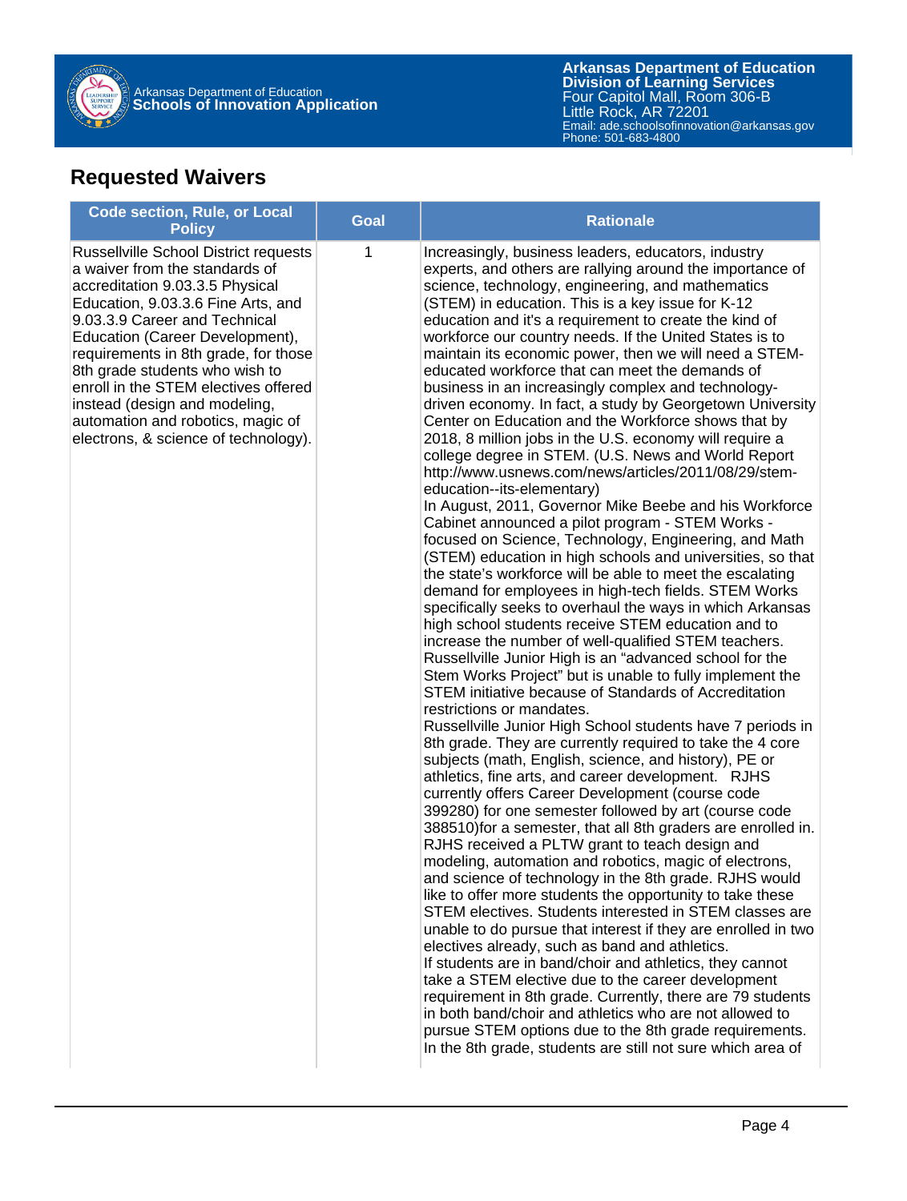## Requested Waivers

| Code section, Rule, or Local Policy | Goal | Rationale |
|---|---|---|
| Russellville School District requests a waiver from the standards of accreditation 9.03.3.5 Physical Education, 9.03.3.6 Fine Arts, and 9.03.3.9 Career and Technical Education (Career Development), requirements in 8th grade, for those 8th grade students who wish to enroll in the STEM electives offered instead (design and modeling, automation and robotics, magic of electrons, & science of technology). | 1 | Increasingly, business leaders, educators, industry experts, and others are rallying around the importance of science, technology, engineering, and mathematics (STEM) in education. This is a key issue for K-12 education and it's a requirement to create the kind of workforce our country needs. If the United States is to maintain its economic power, then we will need a STEM-educated workforce that can meet the demands of business in an increasingly complex and technology-driven economy. In fact, a study by Georgetown University Center on Education and the Workforce shows that by 2018, 8 million jobs in the U.S. economy will require a college degree in STEM. (U.S. News and World Report http://www.usnews.com/news/articles/2011/08/29/stem-education--its-elementary)<br>In August, 2011, Governor Mike Beebe and his Workforce Cabinet announced a pilot program - STEM Works - focused on Science, Technology, Engineering, and Math (STEM) education in high schools and universities, so that the state's workforce will be able to meet the escalating demand for employees in high-tech fields. STEM Works specifically seeks to overhaul the ways in which Arkansas high school students receive STEM education and to increase the number of well-qualified STEM teachers. Russellville Junior High is an "advanced school for the Stem Works Project" but is unable to fully implement the STEM initiative because of Standards of Accreditation restrictions or mandates.<br>Russellville Junior High School students have 7 periods in 8th grade. They are currently required to take the 4 core subjects (math, English, science, and history), PE or athletics, fine arts, and career development. RJHS currently offers Career Development (course code 399280) for one semester followed by art (course code 388510)for a semester, that all 8th graders are enrolled in. RJHS received a PLTW grant to teach design and modeling, automation and robotics, magic of electrons, and science of technology in the 8th grade. RJHS would like to offer more students the opportunity to take these STEM electives. Students interested in STEM classes are unable to do pursue that interest if they are enrolled in two electives already, such as band and athletics.<br>If students are in band/choir and athletics, they cannot take a STEM elective due to the career development requirement in 8th grade. Currently, there are 79 students in both band/choir and athletics who are not allowed to pursue STEM options due to the 8th grade requirements. In the 8th grade, students are still not sure which area of |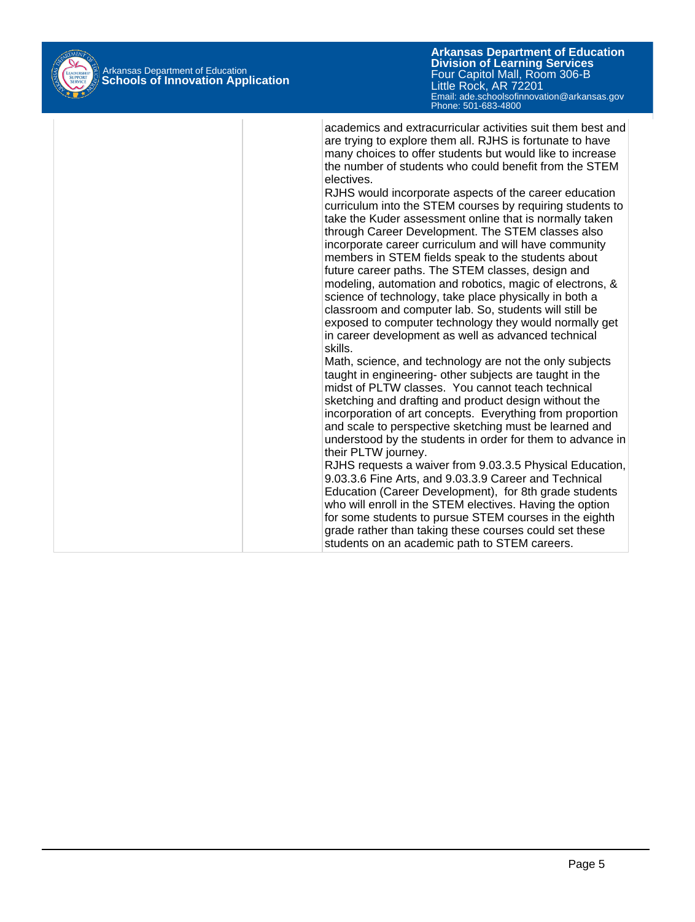| | | |
|---|---|---|
| | | academics and extracurricular activities suit them best and are trying to explore them all. RJHS is fortunate to have many choices to offer students but would like to increase the number of students who could benefit from the STEM electives.<br>RJHS would incorporate aspects of the career education curriculum into the STEM courses by requiring students to take the Kuder assessment online that is normally taken through Career Development. The STEM classes also incorporate career curriculum and will have community members in STEM fields speak to the students about future career paths. The STEM classes, design and modeling, automation and robotics, magic of electrons, & science of technology, take place physically in both a classroom and computer lab. So, students will still be exposed to computer technology they would normally get in career development as well as advanced technical skills.<br>Math, science, and technology are not the only subjects taught in engineering- other subjects are taught in the midst of PLTW classes. You cannot teach technical sketching and drafting and product design without the incorporation of art concepts. Everything from proportion and scale to perspective sketching must be learned and understood by the students in order for them to advance in their PLTW journey.<br>RJHS requests a waiver from 9.03.3.5 Physical Education, 9.03.3.6 Fine Arts, and 9.03.3.9 Career and Technical Education (Career Development), for 8th grade students who will enroll in the STEM electives. Having the option for some students to pursue STEM courses in the eighth grade rather than taking these courses could set these students on an academic path to STEM careers. |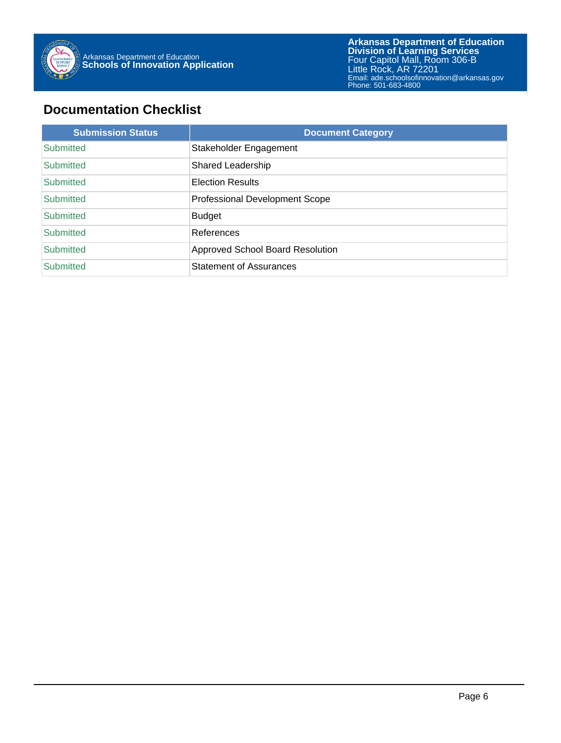## Documentation Checklist

| Submission Status | Document Category |
|---|---|
| Submitted | Stakeholder Engagement |
| Submitted | Shared Leadership |
| Submitted | Election Results |
| Submitted | Professional Development Scope |
| Submitted | Budget |
| Submitted | References |
| Submitted | Approved School Board Resolution |
| Submitted | Statement of Assurances |